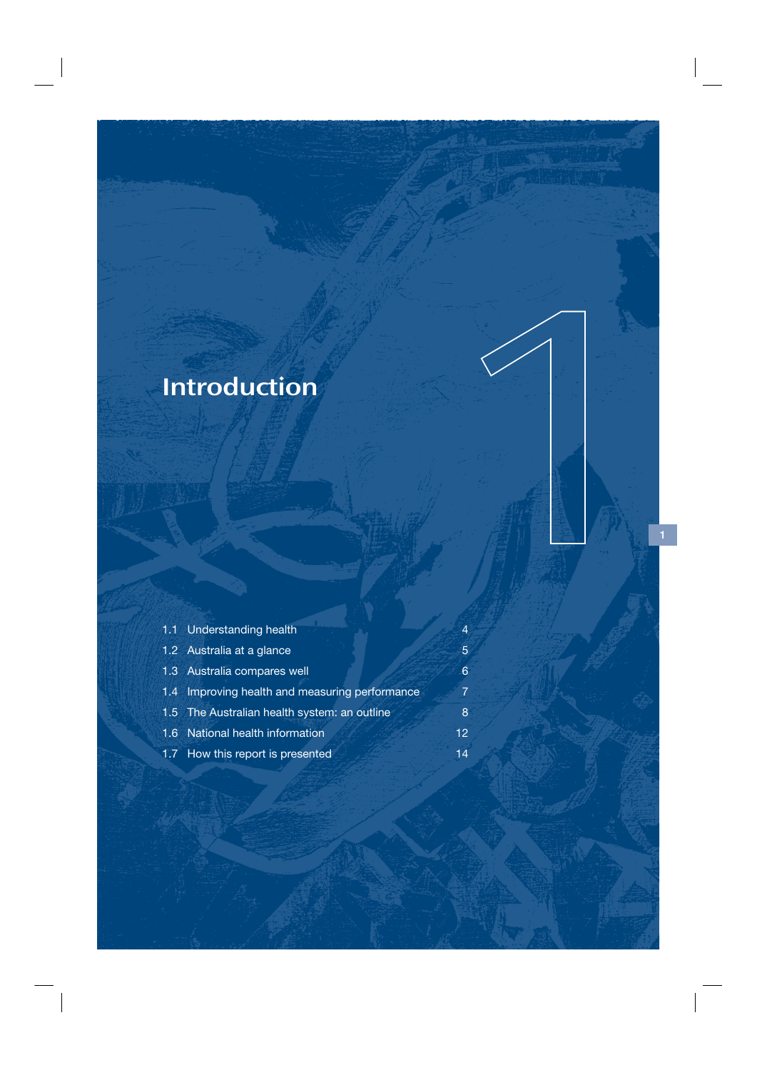# 1 Introduction

| | | |
|---|---|---|
| 1.1 | Understanding health | 4 |
| 1.2 | Australia at a glance | 5 |
| 1.3 | Australia compares well | 6 |
| 1.4 | Improving health and measuring performance | 7 |
| 1.5 | The Australian health system: an outline | 8 |
| 1.6 | National health information | 12 |
| 1.7 | How this report is presented | 14 |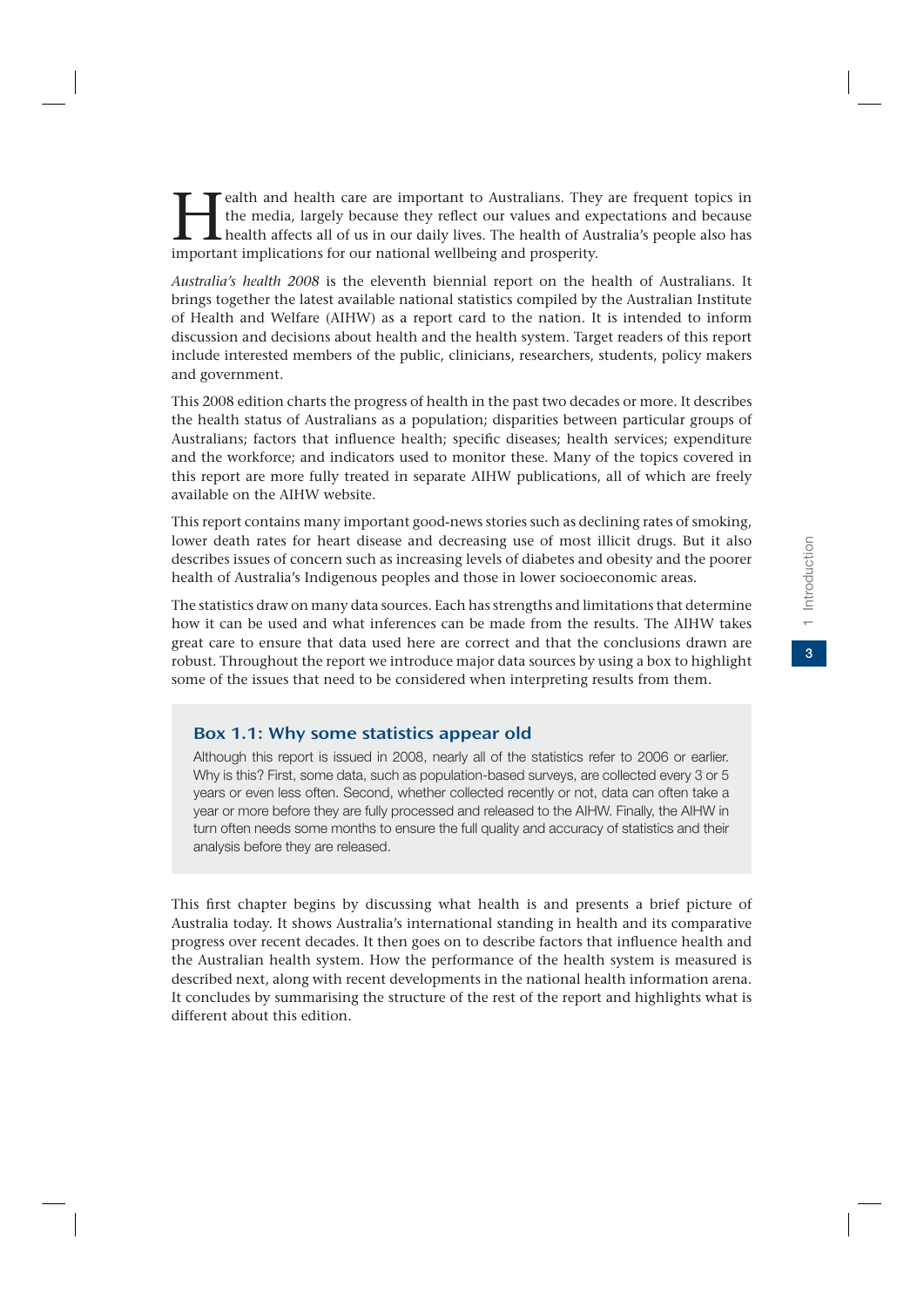Health and health care are important to Australians. They are frequent topics in the media, largely because they reflect our values and expectations and because health affects all of us in our daily lives. The health of Australia's people also has important implications for our national wellbeing and prosperity.

*Australia's health 2008* is the eleventh biennial report on the health of Australians. It brings together the latest available national statistics compiled by the Australian Institute of Health and Welfare (AIHW) as a report card to the nation. It is intended to inform discussion and decisions about health and the health system. Target readers of this report include interested members of the public, clinicians, researchers, students, policy makers and government.

This 2008 edition charts the progress of health in the past two decades or more. It describes the health status of Australians as a population; disparities between particular groups of Australians; factors that influence health; specific diseases; health services; expenditure and the workforce; and indicators used to monitor these. Many of the topics covered in this report are more fully treated in separate AIHW publications, all of which are freely available on the AIHW website.

This report contains many important good-news stories such as declining rates of smoking, lower death rates for heart disease and decreasing use of most illicit drugs. But it also describes issues of concern such as increasing levels of diabetes and obesity and the poorer health of Australia's Indigenous peoples and those in lower socioeconomic areas.

The statistics draw on many data sources. Each has strengths and limitations that determine how it can be used and what inferences can be made from the results. The AIHW takes great care to ensure that data used here are correct and that the conclusions drawn are robust. Throughout the report we introduce major data sources by using a box to highlight some of the issues that need to be considered when interpreting results from them.

### Box 1.1: Why some statistics appear old

Although this report is issued in 2008, nearly all of the statistics refer to 2006 or earlier. Why is this? First, some data, such as population-based surveys, are collected every 3 or 5 years or even less often. Second, whether collected recently or not, data can often take a year or more before they are fully processed and released to the AIHW. Finally, the AIHW in turn often needs some months to ensure the full quality and accuracy of statistics and their analysis before they are released.

This first chapter begins by discussing what health is and presents a brief picture of Australia today. It shows Australia's international standing in health and its comparative progress over recent decades. It then goes on to describe factors that influence health and the Australian health system. How the performance of the health system is measured is described next, along with recent developments in the national health information arena. It concludes by summarising the structure of the rest of the report and highlights what is different about this edition.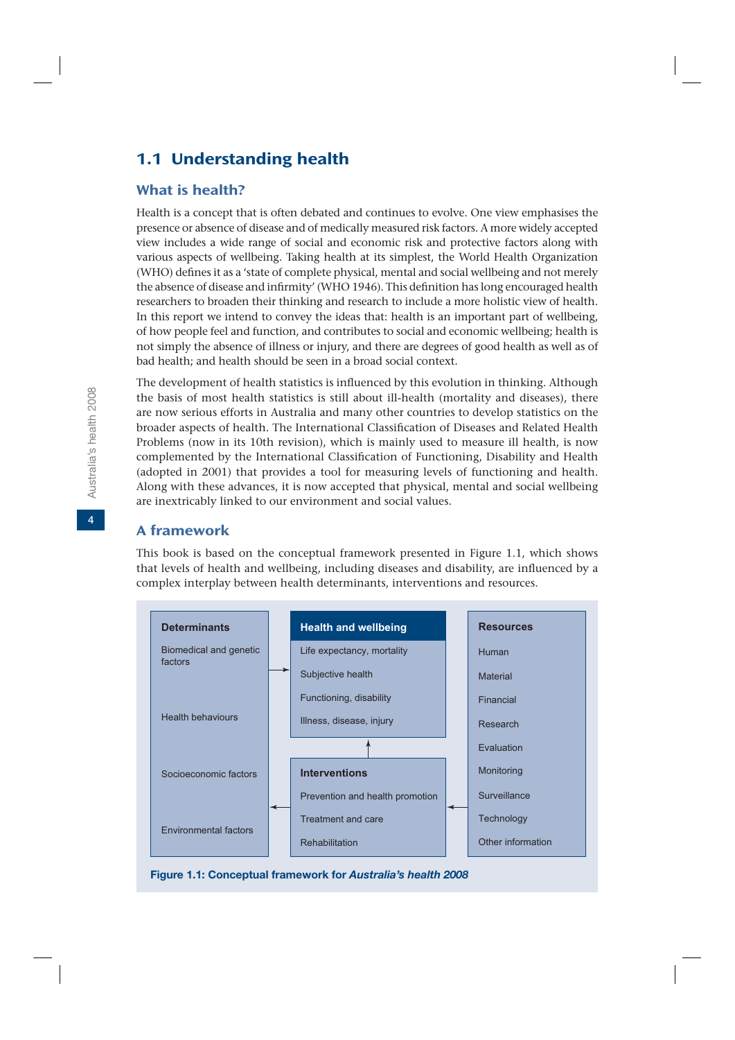## 1.1 Understanding health

### What is health?

Health is a concept that is often debated and continues to evolve. One view emphasises the presence or absence of disease and of medically measured risk factors. A more widely accepted view includes a wide range of social and economic risk and protective factors along with various aspects of wellbeing. Taking health at its simplest, the World Health Organization (WHO) defines it as a 'state of complete physical, mental and social wellbeing and not merely the absence of disease and infirmity' (WHO 1946). This definition has long encouraged health researchers to broaden their thinking and research to include a more holistic view of health. In this report we intend to convey the ideas that: health is an important part of wellbeing, of how people feel and function, and contributes to social and economic wellbeing; health is not simply the absence of illness or injury, and there are degrees of good health as well as of bad health; and health should be seen in a broad social context.

The development of health statistics is influenced by this evolution in thinking. Although the basis of most health statistics is still about ill-health (mortality and diseases), there are now serious efforts in Australia and many other countries to develop statistics on the broader aspects of health. The International Classification of Diseases and Related Health Problems (now in its 10th revision), which is mainly used to measure ill health, is now complemented by the International Classification of Functioning, Disability and Health (adopted in 2001) that provides a tool for measuring levels of functioning and health. Along with these advances, it is now accepted that physical, mental and social wellbeing are inextricably linked to our environment and social values.

### A framework

This book is based on the conceptual framework presented in Figure 1.1, which shows that levels of health and wellbeing, including diseases and disability, are influenced by a complex interplay between health determinants, interventions and resources.

| Determinants | Health and wellbeing | Resources |
|---|---|---|
| Biomedical and genetic factors | Life expectancy, mortality | Human |
| Health behaviours | Subjective health | Material |
| Socioeconomic factors | Functioning, disability | Financial |
| Environmental factors | Illness, disease, injury | Research |
| | | Evaluation |
| | **Interventions** | Monitoring |
| | Prevention and health promotion | Surveillance |
| | Treatment and care | Technology |
| | Rehabilitation | Other information |

**Figure 1.1: Conceptual framework for *Australia's health 2008***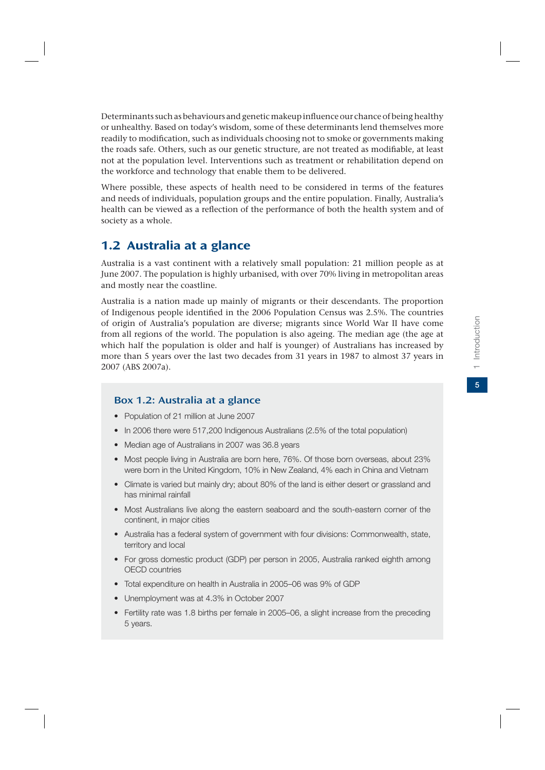Determinants such as behaviours and genetic makeup influence our chance of being healthy or unhealthy. Based on today's wisdom, some of these determinants lend themselves more readily to modification, such as individuals choosing not to smoke or governments making the roads safe. Others, such as our genetic structure, are not treated as modifiable, at least not at the population level. Interventions such as treatment or rehabilitation depend on the workforce and technology that enable them to be delivered.

Where possible, these aspects of health need to be considered in terms of the features and needs of individuals, population groups and the entire population. Finally, Australia's health can be viewed as a reflection of the performance of both the health system and of society as a whole.

## 1.2 Australia at a glance

Australia is a vast continent with a relatively small population: 21 million people as at June 2007. The population is highly urbanised, with over 70% living in metropolitan areas and mostly near the coastline.

Australia is a nation made up mainly of migrants or their descendants. The proportion of Indigenous people identified in the 2006 Population Census was 2.5%. The countries of origin of Australia's population are diverse; migrants since World War II have come from all regions of the world. The population is also ageing. The median age (the age at which half the population is older and half is younger) of Australians has increased by more than 5 years over the last two decades from 31 years in 1987 to almost 37 years in 2007 (ABS 2007a).

### Box 1.2: Australia at a glance

- Population of 21 million at June 2007
- In 2006 there were 517,200 Indigenous Australians (2.5% of the total population)
- Median age of Australians in 2007 was 36.8 years
- Most people living in Australia are born here, 76%. Of those born overseas, about 23% were born in the United Kingdom, 10% in New Zealand, 4% each in China and Vietnam
- Climate is varied but mainly dry; about 80% of the land is either desert or grassland and has minimal rainfall
- Most Australians live along the eastern seaboard and the south-eastern corner of the continent, in major cities
- Australia has a federal system of government with four divisions: Commonwealth, state, territory and local
- For gross domestic product (GDP) per person in 2005, Australia ranked eighth among OECD countries
- Total expenditure on health in Australia in 2005–06 was 9% of GDP
- Unemployment was at 4.3% in October 2007
- Fertility rate was 1.8 births per female in 2005–06, a slight increase from the preceding 5 years.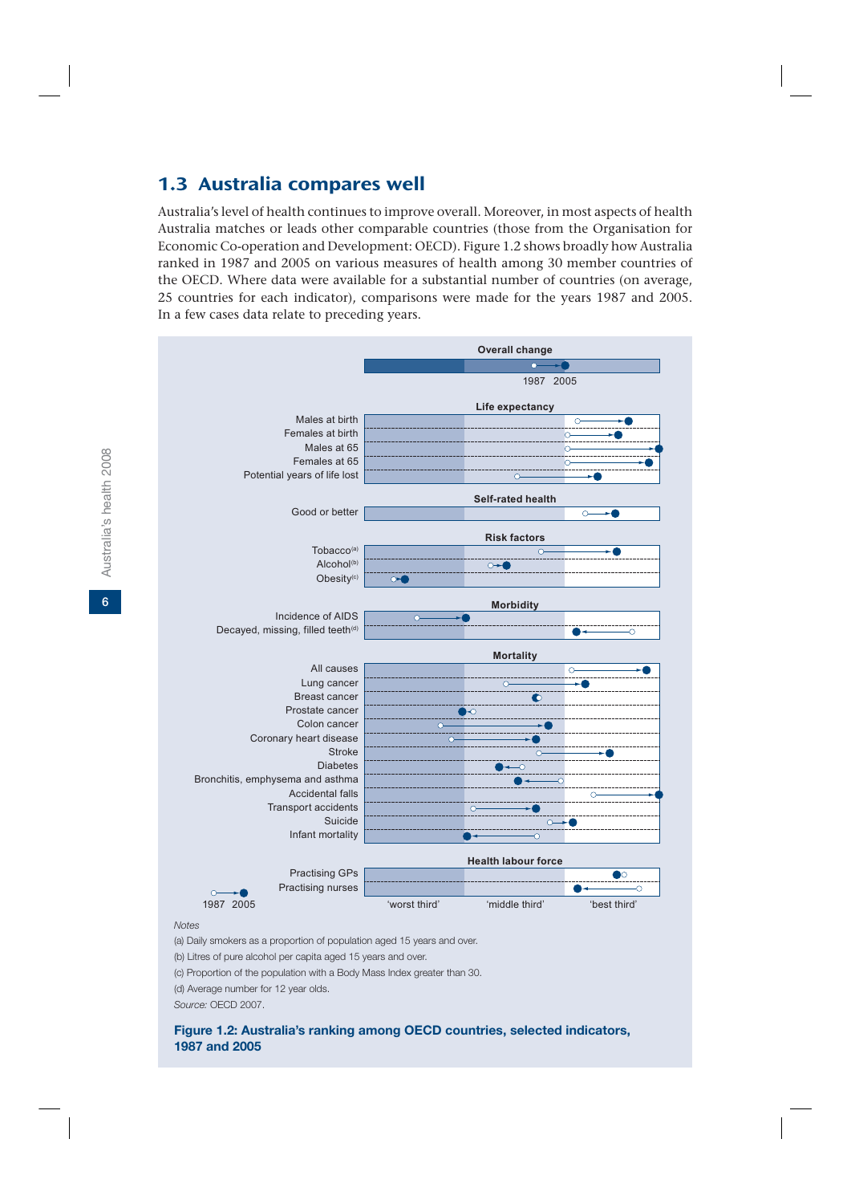## 1.3 Australia compares well

Australia's level of health continues to improve overall. Moreover, in most aspects of health Australia matches or leads other comparable countries (those from the Organisation for Economic Co-operation and Development: OECD). Figure 1.2 shows broadly how Australia ranked in 1987 and 2005 on various measures of health among 30 member countries of the OECD. Where data were available for a substantial number of countries (on average, 25 countries for each indicator), comparisons were made for the years 1987 and 2005. In a few cases data relate to preceding years.

Overall change

1987 2005

Life expectancy

Males at birth
Females at birth
Males at 65
Females at 65
Potential years of life lost

Self-rated health

Good or better

Risk factors

Tobacco[a]
Alcohol[b]
Obesity[c]

Morbidity

Incidence of AIDS
Decayed, missing, filled teeth[d]

Mortality

All causes
Lung cancer
Breast cancer
Prostate cancer
Colon cancer
Coronary heart disease
Stroke
Diabetes
Bronchitis, emphysema and asthma
Accidental falls
Transport accidents
Suicide
Infant mortality

Health labour force

Practising GPs
Practising nurses

1987 2005

'worst third' 'middle third' 'best third'

*Notes*

(a) Daily smokers as a proportion of population aged 15 years and over.

(b) Litres of pure alcohol per capita aged 15 years and over.

(c) Proportion of the population with a Body Mass Index greater than 30.

(d) Average number for 12 year olds.

*Source:* OECD 2007.

**Figure 1.2: Australia's ranking among OECD countries, selected indicators, 1987 and 2005**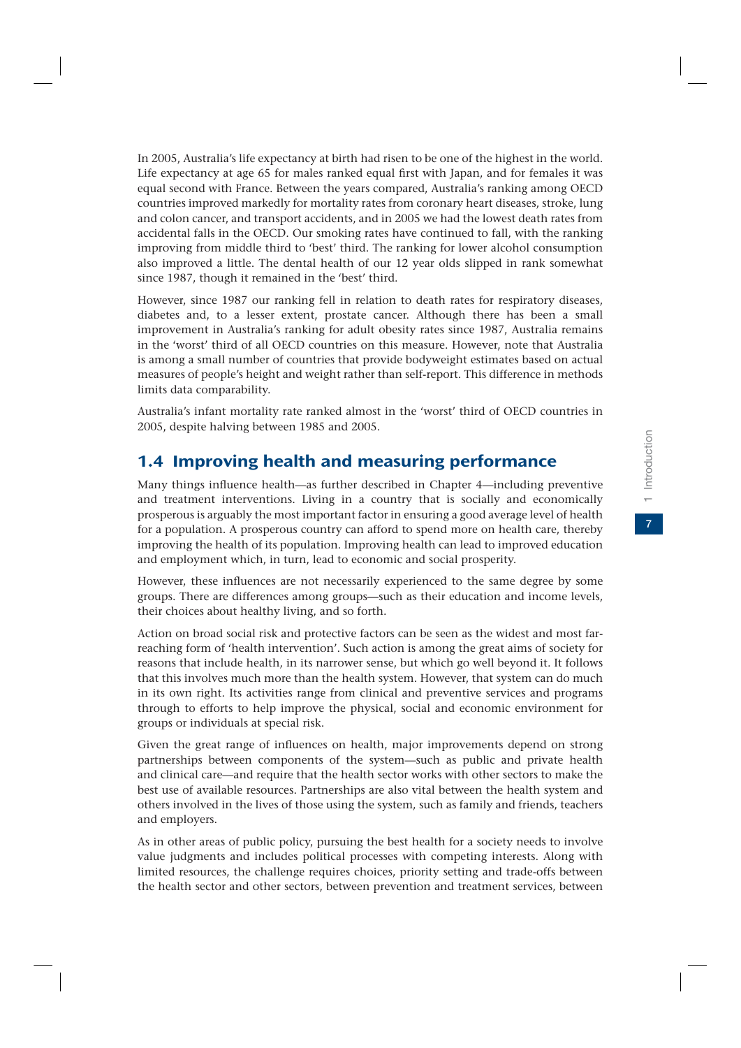In 2005, Australia's life expectancy at birth had risen to be one of the highest in the world. Life expectancy at age 65 for males ranked equal first with Japan, and for females it was equal second with France. Between the years compared, Australia's ranking among OECD countries improved markedly for mortality rates from coronary heart diseases, stroke, lung and colon cancer, and transport accidents, and in 2005 we had the lowest death rates from accidental falls in the OECD. Our smoking rates have continued to fall, with the ranking improving from middle third to 'best' third. The ranking for lower alcohol consumption also improved a little. The dental health of our 12 year olds slipped in rank somewhat since 1987, though it remained in the 'best' third.

However, since 1987 our ranking fell in relation to death rates for respiratory diseases, diabetes and, to a lesser extent, prostate cancer. Although there has been a small improvement in Australia's ranking for adult obesity rates since 1987, Australia remains in the 'worst' third of all OECD countries on this measure. However, note that Australia is among a small number of countries that provide bodyweight estimates based on actual measures of people's height and weight rather than self-report. This difference in methods limits data comparability.

Australia's infant mortality rate ranked almost in the 'worst' third of OECD countries in 2005, despite halving between 1985 and 2005.

## 1.4 Improving health and measuring performance

Many things influence health—as further described in Chapter 4—including preventive and treatment interventions. Living in a country that is socially and economically prosperous is arguably the most important factor in ensuring a good average level of health for a population. A prosperous country can afford to spend more on health care, thereby improving the health of its population. Improving health can lead to improved education and employment which, in turn, lead to economic and social prosperity.

However, these influences are not necessarily experienced to the same degree by some groups. There are differences among groups—such as their education and income levels, their choices about healthy living, and so forth.

Action on broad social risk and protective factors can be seen as the widest and most far-reaching form of 'health intervention'. Such action is among the great aims of society for reasons that include health, in its narrower sense, but which go well beyond it. It follows that this involves much more than the health system. However, that system can do much in its own right. Its activities range from clinical and preventive services and programs through to efforts to help improve the physical, social and economic environment for groups or individuals at special risk.

Given the great range of influences on health, major improvements depend on strong partnerships between components of the system—such as public and private health and clinical care—and require that the health sector works with other sectors to make the best use of available resources. Partnerships are also vital between the health system and others involved in the lives of those using the system, such as family and friends, teachers and employers.

As in other areas of public policy, pursuing the best health for a society needs to involve value judgments and includes political processes with competing interests. Along with limited resources, the challenge requires choices, priority setting and trade-offs between the health sector and other sectors, between prevention and treatment services, between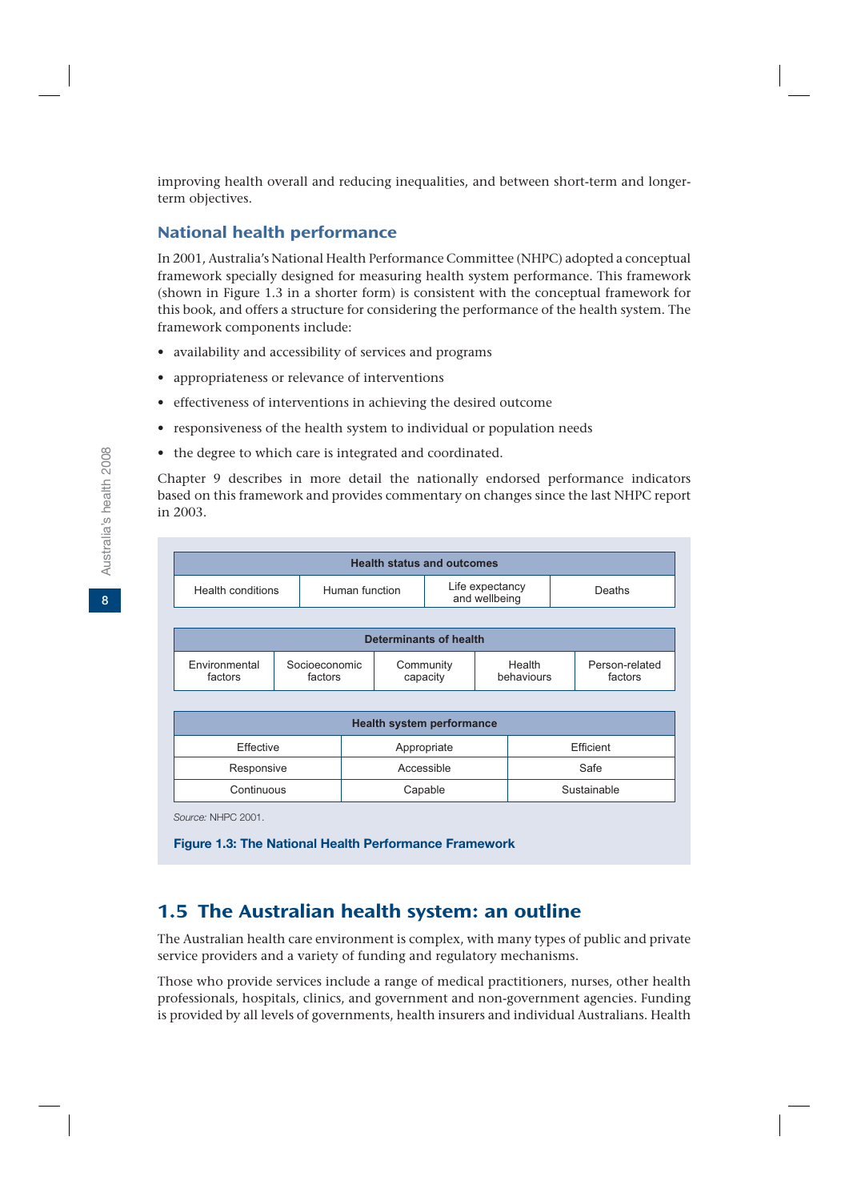improving health overall and reducing inequalities, and between short-term and longer-term objectives.

### National health performance

In 2001, Australia's National Health Performance Committee (NHPC) adopted a conceptual framework specially designed for measuring health system performance. This framework (shown in Figure 1.3 in a shorter form) is consistent with the conceptual framework for this book, and offers a structure for considering the performance of the health system. The framework components include:

- availability and accessibility of services and programs
- appropriateness or relevance of interventions
- effectiveness of interventions in achieving the desired outcome
- responsiveness of the health system to individual or population needs
- the degree to which care is integrated and coordinated.

Chapter 9 describes in more detail the nationally endorsed performance indicators based on this framework and provides commentary on changes since the last NHPC report in 2003.

| Health status and outcomes | | | |
|---|---|---|---|
| Health conditions | Human function | Life expectancy and wellbeing | Deaths |

| Determinants of health | | | | |
|---|---|---|---|---|
| Environmental factors | Socioeconomic factors | Community capacity | Health behaviours | Person-related factors |

| Health system performance | | |
|---|---|---|
| Effective | Appropriate | Efficient |
| Responsive | Accessible | Safe |
| Continuous | Capable | Sustainable |

*Source:* NHPC 2001.

**Figure 1.3: The National Health Performance Framework**

## 1.5 The Australian health system: an outline

The Australian health care environment is complex, with many types of public and private service providers and a variety of funding and regulatory mechanisms.

Those who provide services include a range of medical practitioners, nurses, other health professionals, hospitals, clinics, and government and non-government agencies. Funding is provided by all levels of governments, health insurers and individual Australians. Health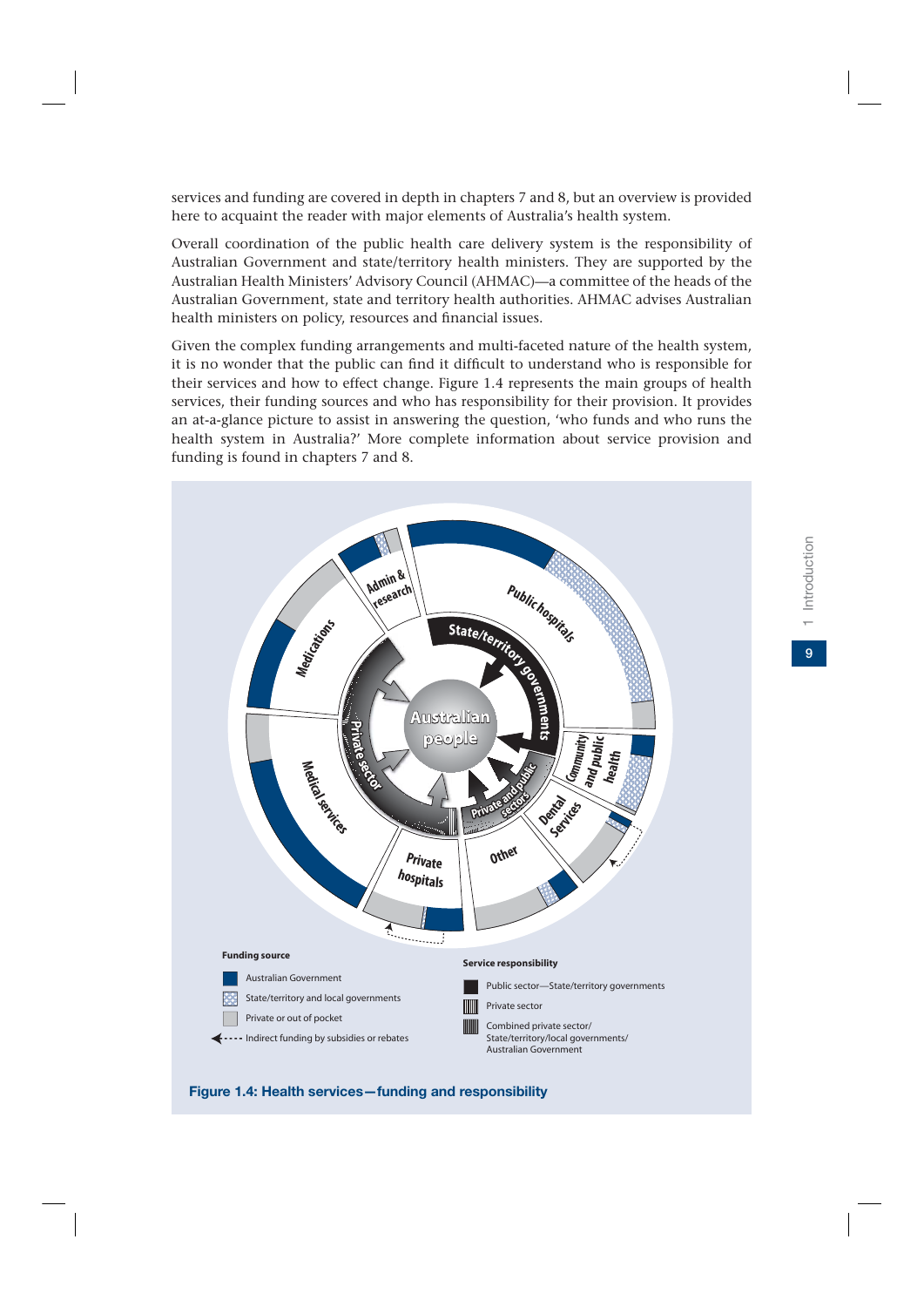services and funding are covered in depth in chapters 7 and 8, but an overview is provided here to acquaint the reader with major elements of Australia's health system.

Overall coordination of the public health care delivery system is the responsibility of Australian Government and state/territory health ministers. They are supported by the Australian Health Ministers' Advisory Council (AHMAC)—a committee of the heads of the Australian Government, state and territory health authorities. AHMAC advises Australian health ministers on policy, resources and financial issues.

Given the complex funding arrangements and multi-faceted nature of the health system, it is no wonder that the public can find it difficult to understand who is responsible for their services and how to effect change. Figure 1.4 represents the main groups of health services, their funding sources and who has responsibility for their provision. It provides an at-a-glance picture to assist in answering the question, 'who funds and who runs the health system in Australia?' More complete information about service provision and funding is found in chapters 7 and 8.

**Figure 1.4: Health services—funding and responsibility**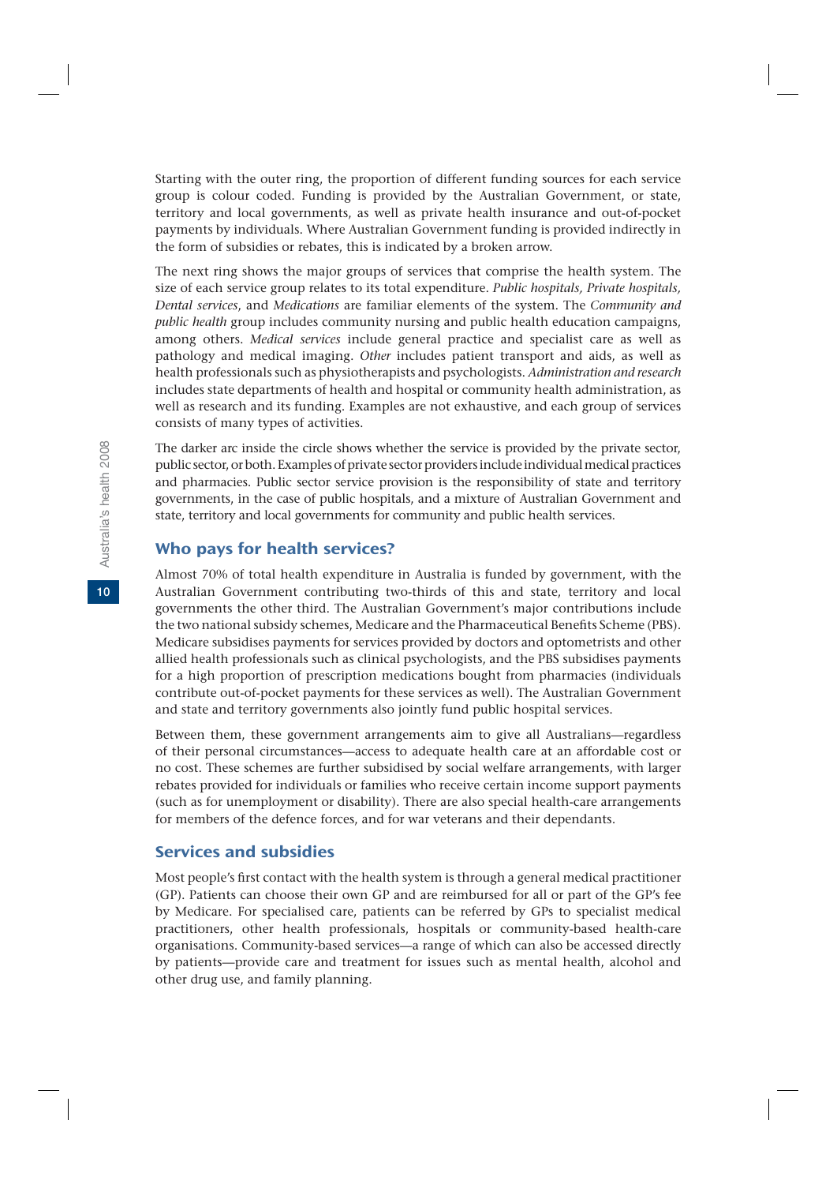Starting with the outer ring, the proportion of different funding sources for each service group is colour coded. Funding is provided by the Australian Government, or state, territory and local governments, as well as private health insurance and out-of-pocket payments by individuals. Where Australian Government funding is provided indirectly in the form of subsidies or rebates, this is indicated by a broken arrow.

The next ring shows the major groups of services that comprise the health system. The size of each service group relates to its total expenditure. *Public hospitals, Private hospitals, Dental services*, and *Medications* are familiar elements of the system. The *Community and public health* group includes community nursing and public health education campaigns, among others. *Medical services* include general practice and specialist care as well as pathology and medical imaging. *Other* includes patient transport and aids, as well as health professionals such as physiotherapists and psychologists. *Administration and research* includes state departments of health and hospital or community health administration, as well as research and its funding. Examples are not exhaustive, and each group of services consists of many types of activities.

The darker arc inside the circle shows whether the service is provided by the private sector, public sector, or both. Examples of private sector providers include individual medical practices and pharmacies. Public sector service provision is the responsibility of state and territory governments, in the case of public hospitals, and a mixture of Australian Government and state, territory and local governments for community and public health services.

## Who pays for health services?

Almost 70% of total health expenditure in Australia is funded by government, with the Australian Government contributing two-thirds of this and state, territory and local governments the other third. The Australian Government's major contributions include the two national subsidy schemes, Medicare and the Pharmaceutical Benefits Scheme (PBS). Medicare subsidises payments for services provided by doctors and optometrists and other allied health professionals such as clinical psychologists, and the PBS subsidises payments for a high proportion of prescription medications bought from pharmacies (individuals contribute out-of-pocket payments for these services as well). The Australian Government and state and territory governments also jointly fund public hospital services.

Between them, these government arrangements aim to give all Australians—regardless of their personal circumstances—access to adequate health care at an affordable cost or no cost. These schemes are further subsidised by social welfare arrangements, with larger rebates provided for individuals or families who receive certain income support payments (such as for unemployment or disability). There are also special health-care arrangements for members of the defence forces, and for war veterans and their dependants.

## Services and subsidies

Most people's first contact with the health system is through a general medical practitioner (GP). Patients can choose their own GP and are reimbursed for all or part of the GP's fee by Medicare. For specialised care, patients can be referred by GPs to specialist medical practitioners, other health professionals, hospitals or community-based health-care organisations. Community-based services—a range of which can also be accessed directly by patients—provide care and treatment for issues such as mental health, alcohol and other drug use, and family planning.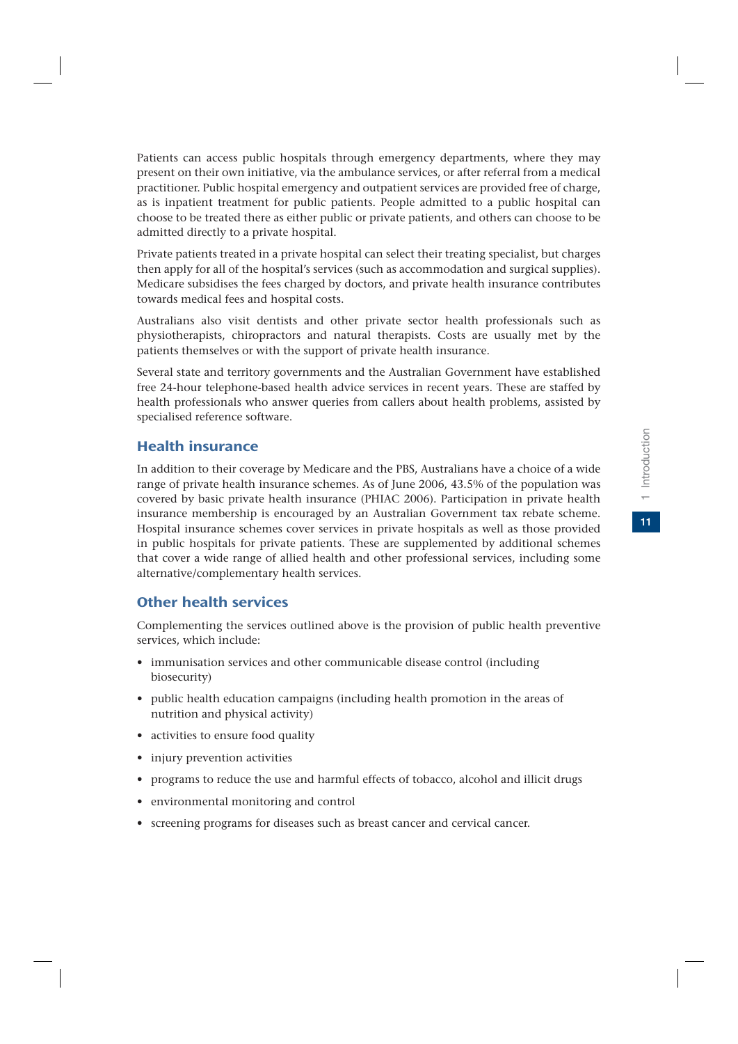Patients can access public hospitals through emergency departments, where they may present on their own initiative, via the ambulance services, or after referral from a medical practitioner. Public hospital emergency and outpatient services are provided free of charge, as is inpatient treatment for public patients. People admitted to a public hospital can choose to be treated there as either public or private patients, and others can choose to be admitted directly to a private hospital.

Private patients treated in a private hospital can select their treating specialist, but charges then apply for all of the hospital's services (such as accommodation and surgical supplies). Medicare subsidises the fees charged by doctors, and private health insurance contributes towards medical fees and hospital costs.

Australians also visit dentists and other private sector health professionals such as physiotherapists, chiropractors and natural therapists. Costs are usually met by the patients themselves or with the support of private health insurance.

Several state and territory governments and the Australian Government have established free 24-hour telephone-based health advice services in recent years. These are staffed by health professionals who answer queries from callers about health problems, assisted by specialised reference software.

## Health insurance

In addition to their coverage by Medicare and the PBS, Australians have a choice of a wide range of private health insurance schemes. As of June 2006, 43.5% of the population was covered by basic private health insurance (PHIAC 2006). Participation in private health insurance membership is encouraged by an Australian Government tax rebate scheme. Hospital insurance schemes cover services in private hospitals as well as those provided in public hospitals for private patients. These are supplemented by additional schemes that cover a wide range of allied health and other professional services, including some alternative/complementary health services.

## Other health services

Complementing the services outlined above is the provision of public health preventive services, which include:

- immunisation services and other communicable disease control (including biosecurity)
- public health education campaigns (including health promotion in the areas of nutrition and physical activity)
- activities to ensure food quality
- injury prevention activities
- programs to reduce the use and harmful effects of tobacco, alcohol and illicit drugs
- environmental monitoring and control
- screening programs for diseases such as breast cancer and cervical cancer.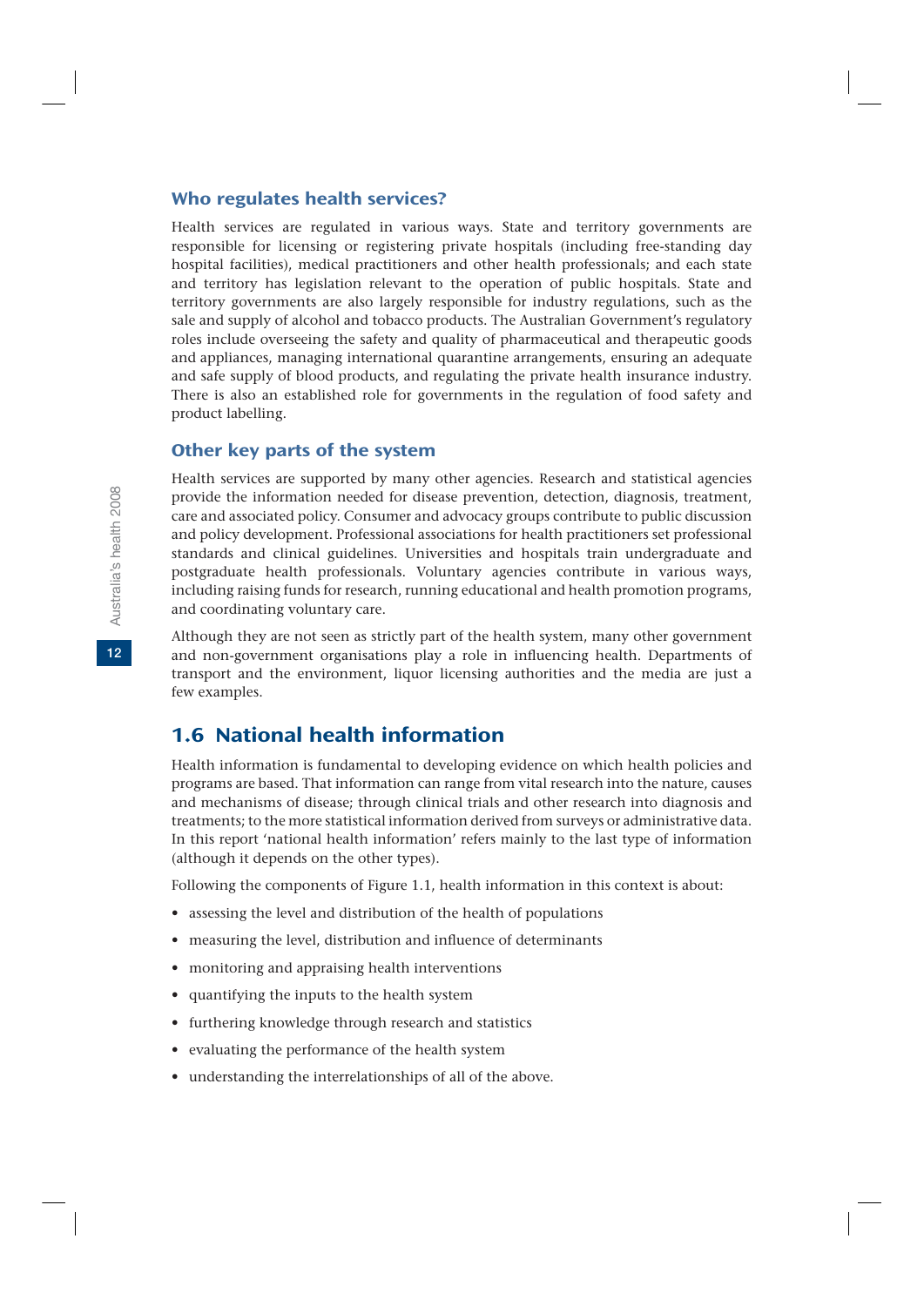### Who regulates health services?

Health services are regulated in various ways. State and territory governments are responsible for licensing or registering private hospitals (including free-standing day hospital facilities), medical practitioners and other health professionals; and each state and territory has legislation relevant to the operation of public hospitals. State and territory governments are also largely responsible for industry regulations, such as the sale and supply of alcohol and tobacco products. The Australian Government's regulatory roles include overseeing the safety and quality of pharmaceutical and therapeutic goods and appliances, managing international quarantine arrangements, ensuring an adequate and safe supply of blood products, and regulating the private health insurance industry. There is also an established role for governments in the regulation of food safety and product labelling.

### Other key parts of the system

Health services are supported by many other agencies. Research and statistical agencies provide the information needed for disease prevention, detection, diagnosis, treatment, care and associated policy. Consumer and advocacy groups contribute to public discussion and policy development. Professional associations for health practitioners set professional standards and clinical guidelines. Universities and hospitals train undergraduate and postgraduate health professionals. Voluntary agencies contribute in various ways, including raising funds for research, running educational and health promotion programs, and coordinating voluntary care.

Although they are not seen as strictly part of the health system, many other government and non-government organisations play a role in influencing health. Departments of transport and the environment, liquor licensing authorities and the media are just a few examples.

## 1.6 National health information

Health information is fundamental to developing evidence on which health policies and programs are based. That information can range from vital research into the nature, causes and mechanisms of disease; through clinical trials and other research into diagnosis and treatments; to the more statistical information derived from surveys or administrative data. In this report 'national health information' refers mainly to the last type of information (although it depends on the other types).

Following the components of Figure 1.1, health information in this context is about:

- assessing the level and distribution of the health of populations
- measuring the level, distribution and influence of determinants
- monitoring and appraising health interventions
- quantifying the inputs to the health system
- furthering knowledge through research and statistics
- evaluating the performance of the health system
- understanding the interrelationships of all of the above.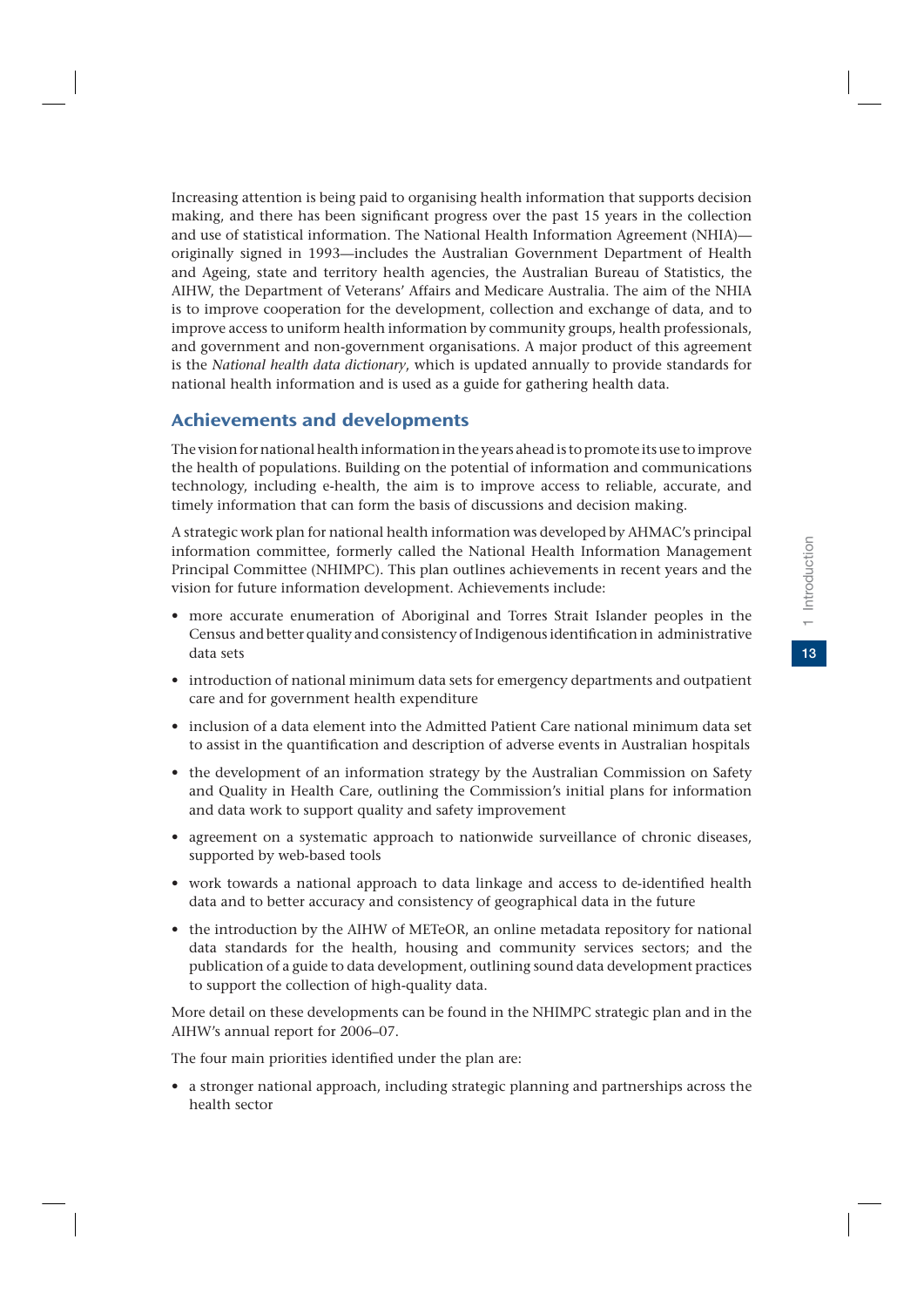Increasing attention is being paid to organising health information that supports decision making, and there has been significant progress over the past 15 years in the collection and use of statistical information. The National Health Information Agreement (NHIA)—originally signed in 1993—includes the Australian Government Department of Health and Ageing, state and territory health agencies, the Australian Bureau of Statistics, the AIHW, the Department of Veterans' Affairs and Medicare Australia. The aim of the NHIA is to improve cooperation for the development, collection and exchange of data, and to improve access to uniform health information by community groups, health professionals, and government and non-government organisations. A major product of this agreement is the *National health data dictionary*, which is updated annually to provide standards for national health information and is used as a guide for gathering health data.

## Achievements and developments

The vision for national health information in the years ahead is to promote its use to improve the health of populations. Building on the potential of information and communications technology, including e-health, the aim is to improve access to reliable, accurate, and timely information that can form the basis of discussions and decision making.

A strategic work plan for national health information was developed by AHMAC's principal information committee, formerly called the National Health Information Management Principal Committee (NHIMPC). This plan outlines achievements in recent years and the vision for future information development. Achievements include:

- more accurate enumeration of Aboriginal and Torres Strait Islander peoples in the Census and better quality and consistency of Indigenous identification in administrative data sets
- introduction of national minimum data sets for emergency departments and outpatient care and for government health expenditure
- inclusion of a data element into the Admitted Patient Care national minimum data set to assist in the quantification and description of adverse events in Australian hospitals
- the development of an information strategy by the Australian Commission on Safety and Quality in Health Care, outlining the Commission's initial plans for information and data work to support quality and safety improvement
- agreement on a systematic approach to nationwide surveillance of chronic diseases, supported by web-based tools
- work towards a national approach to data linkage and access to de-identified health data and to better accuracy and consistency of geographical data in the future
- the introduction by the AIHW of METeOR, an online metadata repository for national data standards for the health, housing and community services sectors; and the publication of a guide to data development, outlining sound data development practices to support the collection of high-quality data.

More detail on these developments can be found in the NHIMPC strategic plan and in the AIHW's annual report for 2006–07.

The four main priorities identified under the plan are:

- a stronger national approach, including strategic planning and partnerships across the health sector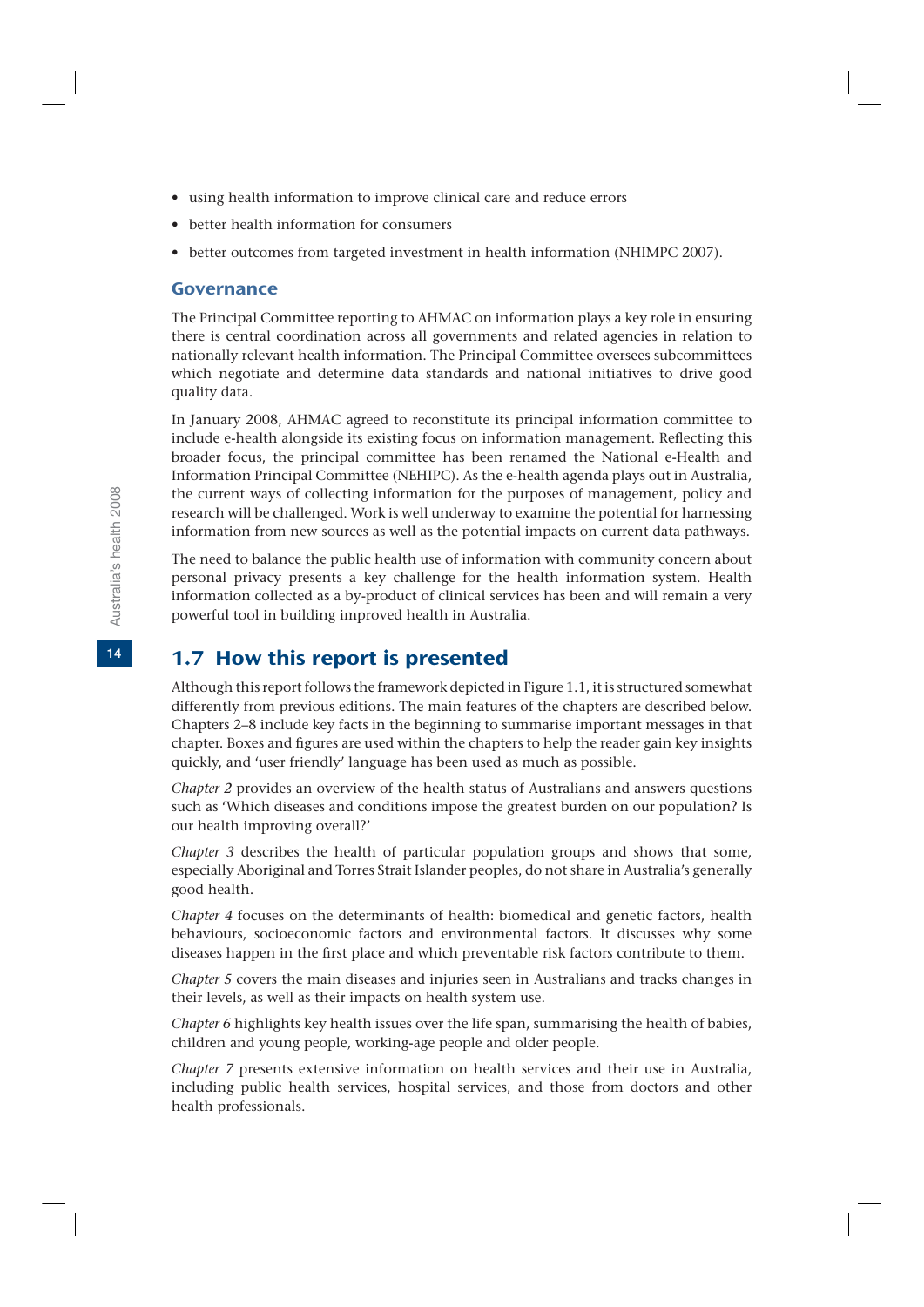- using health information to improve clinical care and reduce errors
- better health information for consumers
- better outcomes from targeted investment in health information (NHIMPC 2007).

### Governance

The Principal Committee reporting to AHMAC on information plays a key role in ensuring there is central coordination across all governments and related agencies in relation to nationally relevant health information. The Principal Committee oversees subcommittees which negotiate and determine data standards and national initiatives to drive good quality data.

In January 2008, AHMAC agreed to reconstitute its principal information committee to include e-health alongside its existing focus on information management. Reflecting this broader focus, the principal committee has been renamed the National e-Health and Information Principal Committee (NEHIPC). As the e-health agenda plays out in Australia, the current ways of collecting information for the purposes of management, policy and research will be challenged. Work is well underway to examine the potential for harnessing information from new sources as well as the potential impacts on current data pathways.

The need to balance the public health use of information with community concern about personal privacy presents a key challenge for the health information system. Health information collected as a by-product of clinical services has been and will remain a very powerful tool in building improved health in Australia.

## 1.7 How this report is presented

Although this report follows the framework depicted in Figure 1.1, it is structured somewhat differently from previous editions. The main features of the chapters are described below. Chapters 2–8 include key facts in the beginning to summarise important messages in that chapter. Boxes and figures are used within the chapters to help the reader gain key insights quickly, and 'user friendly' language has been used as much as possible.

*Chapter 2* provides an overview of the health status of Australians and answers questions such as 'Which diseases and conditions impose the greatest burden on our population? Is our health improving overall?'

*Chapter 3* describes the health of particular population groups and shows that some, especially Aboriginal and Torres Strait Islander peoples, do not share in Australia's generally good health.

*Chapter 4* focuses on the determinants of health: biomedical and genetic factors, health behaviours, socioeconomic factors and environmental factors. It discusses why some diseases happen in the first place and which preventable risk factors contribute to them.

*Chapter 5* covers the main diseases and injuries seen in Australians and tracks changes in their levels, as well as their impacts on health system use.

*Chapter 6* highlights key health issues over the life span, summarising the health of babies, children and young people, working-age people and older people.

*Chapter 7* presents extensive information on health services and their use in Australia, including public health services, hospital services, and those from doctors and other health professionals.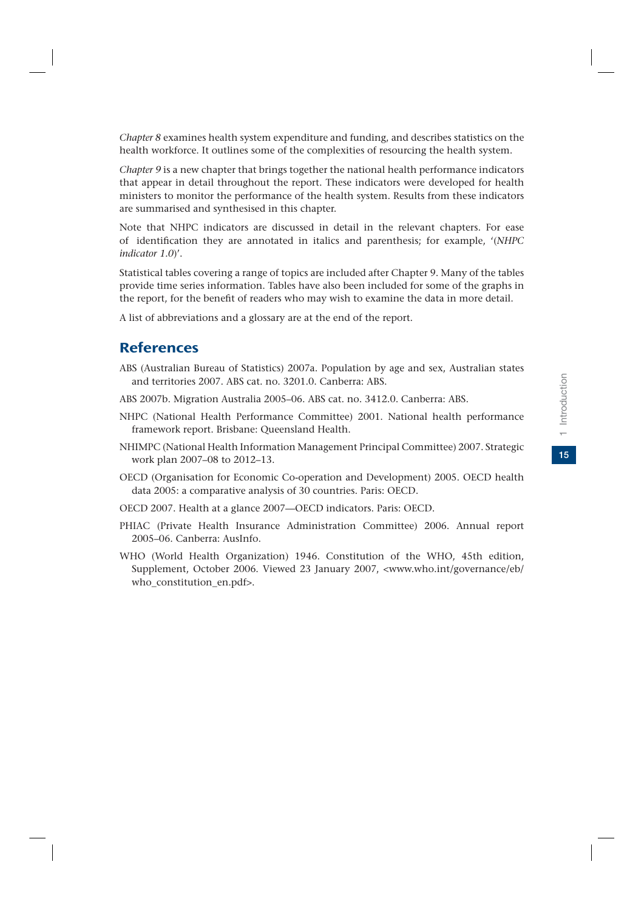*Chapter 8* examines health system expenditure and funding, and describes statistics on the health workforce. It outlines some of the complexities of resourcing the health system.

*Chapter 9* is a new chapter that brings together the national health performance indicators that appear in detail throughout the report. These indicators were developed for health ministers to monitor the performance of the health system. Results from these indicators are summarised and synthesised in this chapter.

Note that NHPC indicators are discussed in detail in the relevant chapters. For ease of identification they are annotated in italics and parenthesis; for example, '(*NHPC indicator 1.0*)'.

Statistical tables covering a range of topics are included after Chapter 9. Many of the tables provide time series information. Tables have also been included for some of the graphs in the report, for the benefit of readers who may wish to examine the data in more detail.

A list of abbreviations and a glossary are at the end of the report.

## References

ABS (Australian Bureau of Statistics) 2007a. Population by age and sex, Australian states and territories 2007. ABS cat. no. 3201.0. Canberra: ABS.

ABS 2007b. Migration Australia 2005–06. ABS cat. no. 3412.0. Canberra: ABS.

NHPC (National Health Performance Committee) 2001. National health performance framework report. Brisbane: Queensland Health.

NHIMPC (National Health Information Management Principal Committee) 2007. Strategic work plan 2007–08 to 2012–13.

OECD (Organisation for Economic Co-operation and Development) 2005. OECD health data 2005: a comparative analysis of 30 countries. Paris: OECD.

OECD 2007. Health at a glance 2007—OECD indicators. Paris: OECD.

PHIAC (Private Health Insurance Administration Committee) 2006. Annual report 2005–06. Canberra: AusInfo.

WHO (World Health Organization) 1946. Constitution of the WHO, 45th edition, Supplement, October 2006. Viewed 23 January 2007, <www.who.int/governance/eb/who_constitution_en.pdf>.